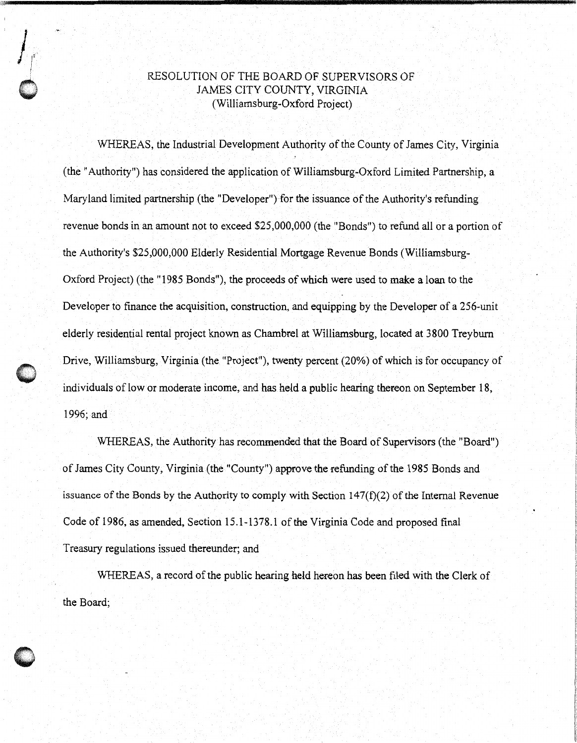# RESOLUTION OF THE BOARD OF SUPERVISORS OF JAMES CITY COUNTY, VIRGINIA
(Williamsburg-Oxford Project)

WHEREAS, the Industrial Development Authority of the County of James City, Virginia (the "Authority") has considered the application of Williamsburg-Oxford Limited Partnership, a Maryland limited partnership (the "Developer") for the issuance of the Authority's refunding revenue bonds in an amount not to exceed $25,000,000 (the "Bonds") to refund all or a portion of the Authority's $25,000,000 Elderly Residential Mortgage Revenue Bonds (Williamsburg-Oxford Project) (the "1985 Bonds"), the proceeds of which were used to make a loan to the Developer to finance the acquisition, construction, and equipping by the Developer of a 256-unit elderly residential rental project known as Chambrel at Williamsburg, located at 3800 Treyburn Drive, Williamsburg, Virginia (the "Project"), twenty percent (20%) of which is for occupancy of individuals of low or moderate income, and has held a public hearing thereon on September 18, 1996; and

WHEREAS, the Authority has recommended that the Board of Supervisors (the "Board") of James City County, Virginia (the "County") approve the refunding of the 1985 Bonds and issuance of the Bonds by the Authority to comply with Section 147(f)(2) of the Internal Revenue Code of 1986, as amended, Section 15.1-1378.1 of the Virginia Code and proposed final Treasury regulations issued thereunder; and

WHEREAS, a record of the public hearing held hereon has been filed with the Clerk of the Board;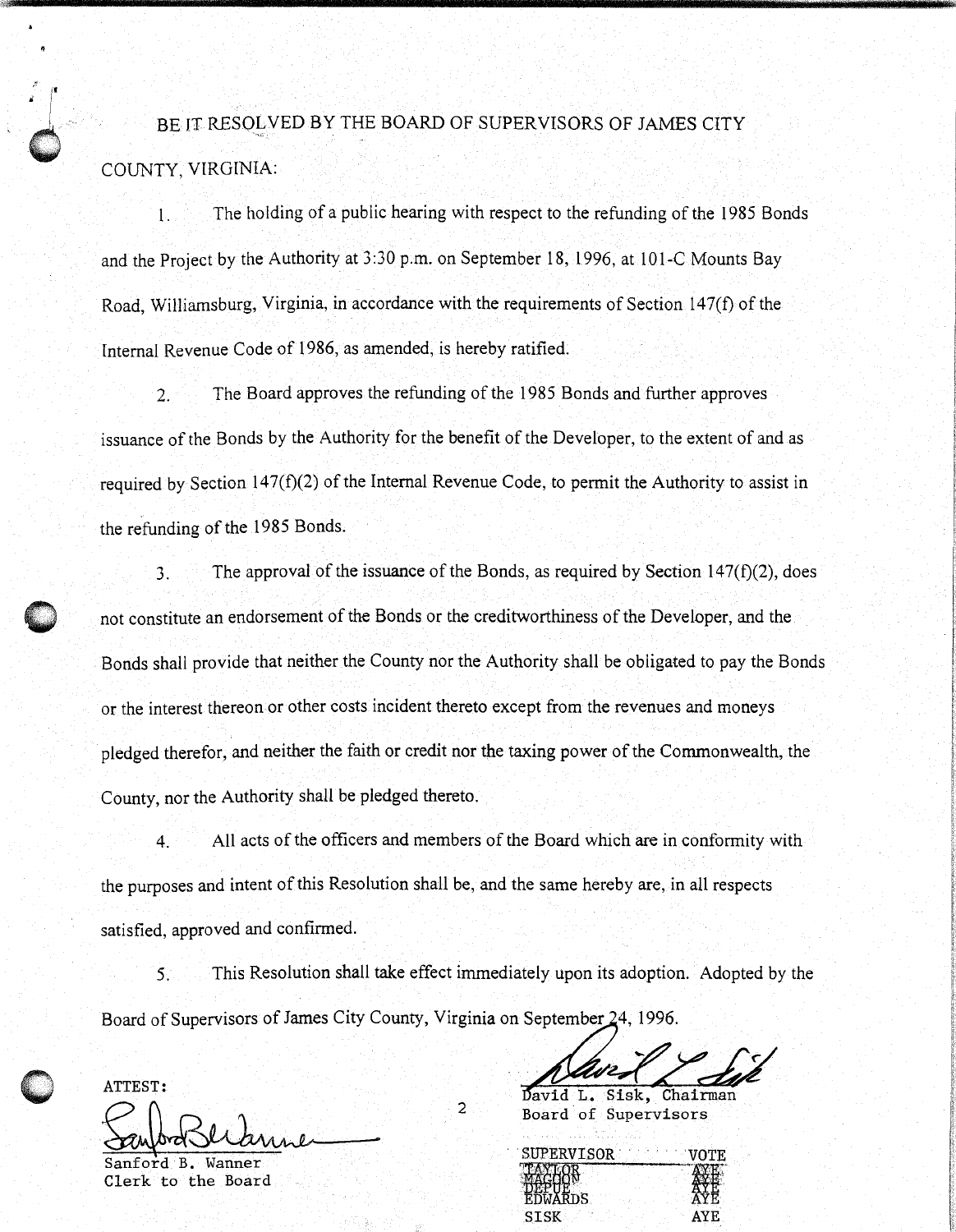BE IT RESOLVED BY THE BOARD OF SUPERVISORS OF JAMES CITY COUNTY, VIRGINIA:

1. The holding of a public hearing with respect to the refunding of the 1985 Bonds and the Project by the Authority at 3:30 p.m. on September 18, 1996, at 101-C Mounts Bay Road, Williamsburg, Virginia, in accordance with the requirements of Section 147(f) of the Internal Revenue Code of 1986, as amended, is hereby ratified.

2. The Board approves the refunding of the 1985 Bonds and further approves issuance of the Bonds by the Authority for the benefit of the Developer, to the extent of and as required by Section 147(f)(2) of the Internal Revenue Code, to permit the Authority to assist in the refunding of the 1985 Bonds.

3. The approval of the issuance of the Bonds, as required by Section 147(f)(2), does not constitute an endorsement of the Bonds or the creditworthiness of the Developer, and the Bonds shall provide that neither the County nor the Authority shall be obligated to pay the Bonds or the interest thereon or other costs incident thereto except from the revenues and moneys pledged therefor, and neither the faith or credit nor the taxing power of the Commonwealth, the County, nor the Authority shall be pledged thereto.

4. All acts of the officers and members of the Board which are in conformity with the purposes and intent of this Resolution shall be, and the same hereby are, in all respects satisfied, approved and confirmed.

5. This Resolution shall take effect immediately upon its adoption. Adopted by the Board of Supervisors of James City County, Virginia on September 24, 1996.

David L. Sisk, Chairman
Board of Supervisors

ATTEST:

Sanford B. Wanner
Clerk to the Board

| SUPERVISOR | VOTE |
|---|---|
| TAYLOR | AYE |
| MAGOON | AYE |
| DEPUE | AYE |
| EDWARDS | AYE |
| SISK | AYE |